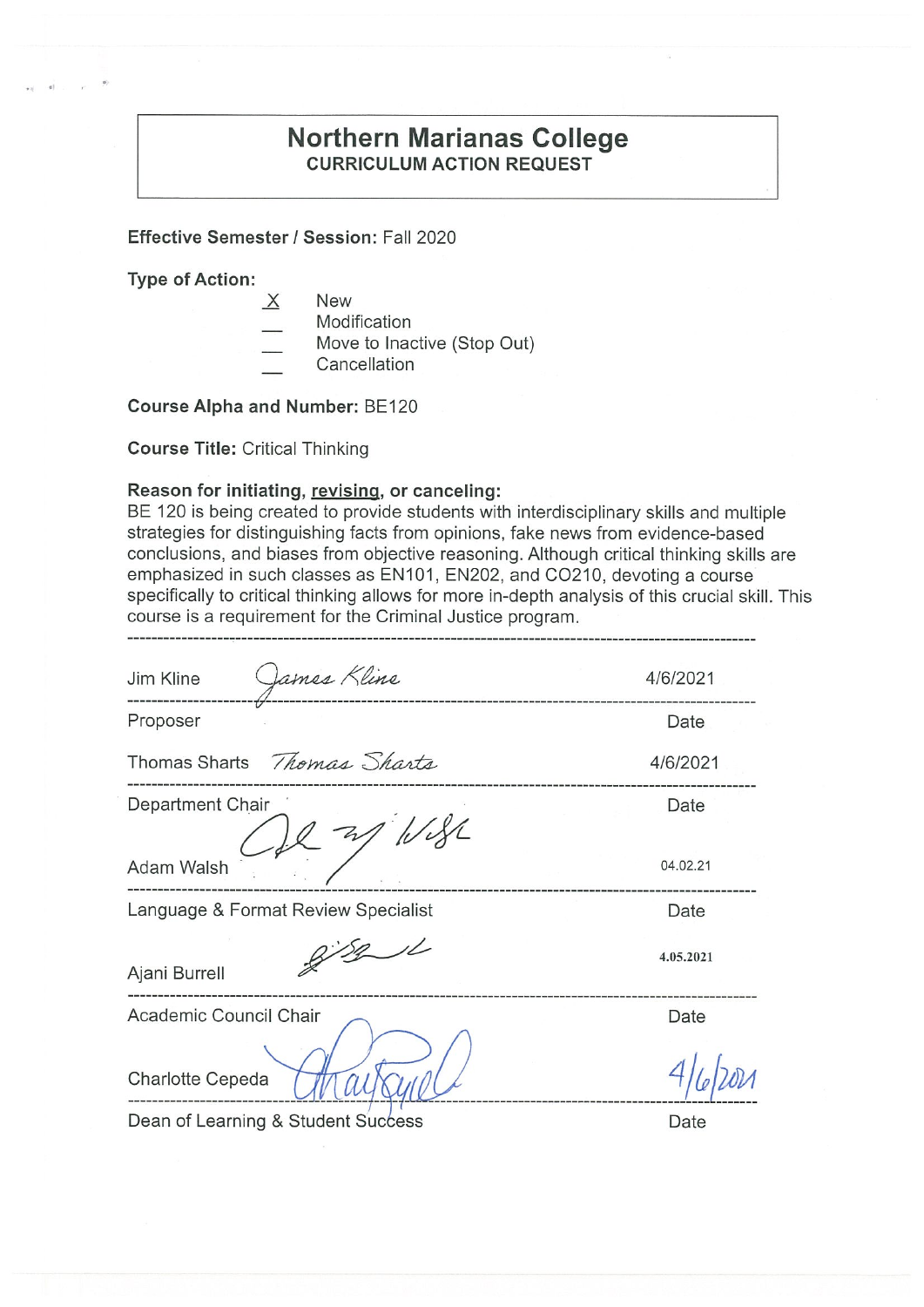# Northern Marianas College

## CURRICULUM ACTION REQUEST

**Effective Semester / Session:** Fall 2020

**Type of Action:**

- X New
- __ Modification
- __ Move to Inactive (Stop Out)
- __ Cancellation

**Course Alpha and Number:** BE120

**Course Title:** Critical Thinking

**Reason for initiating, revising, or canceling:**

BE 120 is being created to provide students with interdisciplinary skills and multiple strategies for distinguishing facts from opinions, fake news from evidence-based conclusions, and biases from objective reasoning. Although critical thinking skills are emphasized in such classes as EN101, EN202, and CO210, devoting a course specifically to critical thinking allows for more in-depth analysis of this crucial skill. This course is a requirement for the Criminal Justice program.

---

Jim Kline *James Kline* 4/6/2021

Proposer — Date

Thomas Sharts *Thomas Sharts* 4/6/2021

Department Chair — Date

Adam Walsh *[signature]* 04.02.21

Language & Format Review Specialist — Date

Ajani Burrell *[signature]* 4.05.2021

Academic Council Chair — Date

Charlotte Cepeda *[signature]* 4/6/2021

Dean of Learning & Student Success — Date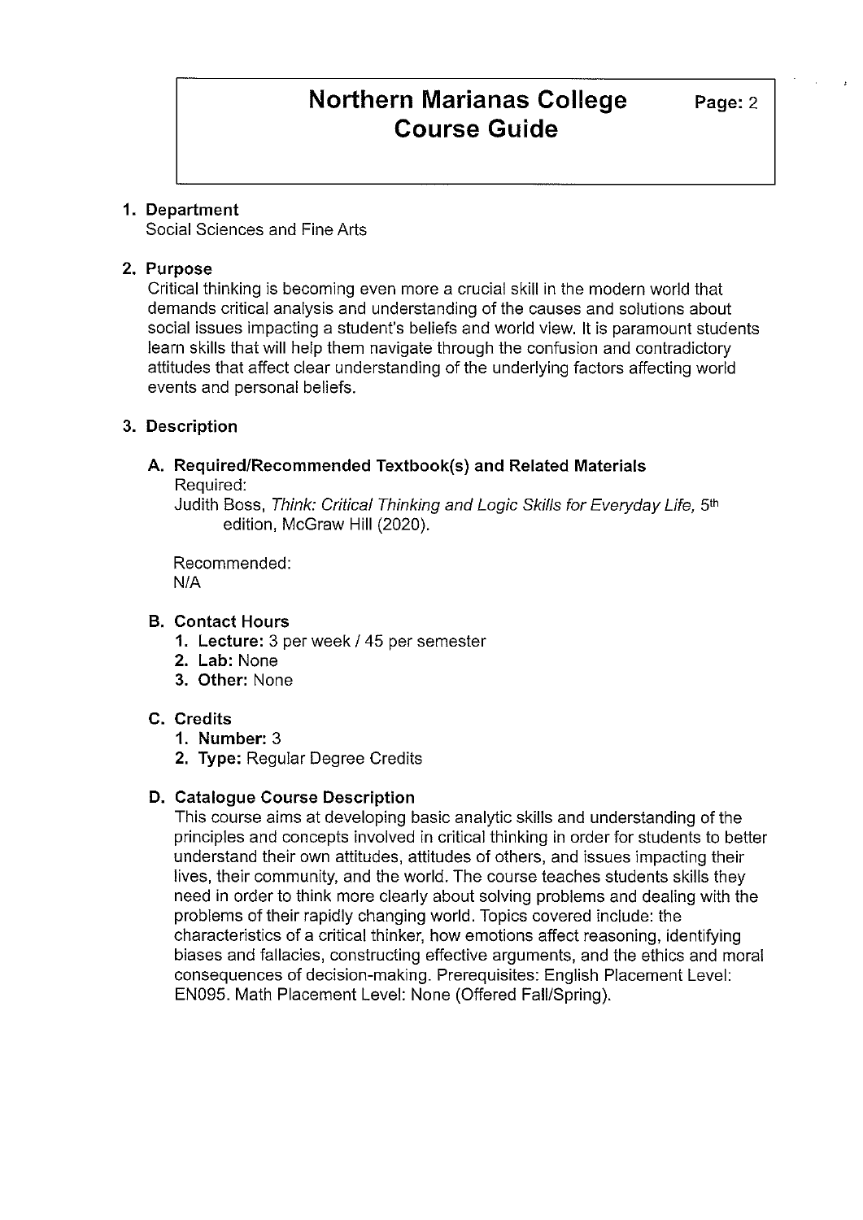# Northern Marianas College Course Guide

## 1. Department

Social Sciences and Fine Arts

## 2. Purpose

Critical thinking is becoming even more a crucial skill in the modern world that demands critical analysis and understanding of the causes and solutions about social issues impacting a student's beliefs and world view. It is paramount students learn skills that will help them navigate through the confusion and contradictory attitudes that affect clear understanding of the underlying factors affecting world events and personal beliefs.

## 3. Description

### A. Required/Recommended Textbook(s) and Related Materials

Required:

Judith Boss, *Think: Critical Thinking and Logic Skills for Everyday Life*, 5th edition, McGraw Hill (2020).

Recommended:

N/A

### B. Contact Hours

1. **Lecture:** 3 per week / 45 per semester
2. **Lab:** None
3. **Other:** None

### C. Credits

1. **Number:** 3
2. **Type:** Regular Degree Credits

### D. Catalogue Course Description

This course aims at developing basic analytic skills and understanding of the principles and concepts involved in critical thinking in order for students to better understand their own attitudes, attitudes of others, and issues impacting their lives, their community, and the world. The course teaches students skills they need in order to think more clearly about solving problems and dealing with the problems of their rapidly changing world. Topics covered include: the characteristics of a critical thinker, how emotions affect reasoning, identifying biases and fallacies, constructing effective arguments, and the ethics and moral consequences of decision-making. Prerequisites: English Placement Level: EN095. Math Placement Level: None (Offered Fall/Spring).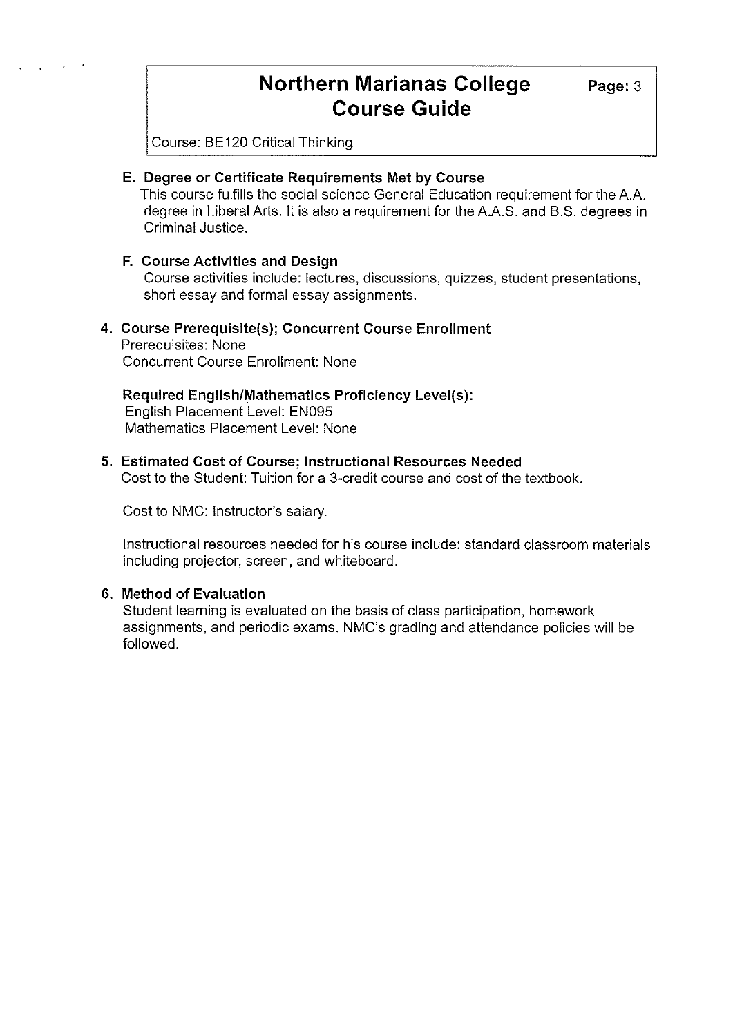Course: BE120 Critical Thinking

**E. Degree or Certificate Requirements Met by Course**

This course fulfills the social science General Education requirement for the A.A. degree in Liberal Arts. It is also a requirement for the A.A.S. and B.S. degrees in Criminal Justice.

**F. Course Activities and Design**

Course activities include: lectures, discussions, quizzes, student presentations, short essay and formal essay assignments.

**4. Course Prerequisite(s); Concurrent Course Enrollment**

Prerequisites: None
Concurrent Course Enrollment: None

**Required English/Mathematics Proficiency Level(s):**

English Placement Level: EN095
Mathematics Placement Level: None

**5. Estimated Cost of Course; Instructional Resources Needed**

Cost to the Student: Tuition for a 3-credit course and cost of the textbook.

Cost to NMC: Instructor's salary.

Instructional resources needed for his course include: standard classroom materials including projector, screen, and whiteboard.

**6. Method of Evaluation**

Student learning is evaluated on the basis of class participation, homework assignments, and periodic exams. NMC's grading and attendance policies will be followed.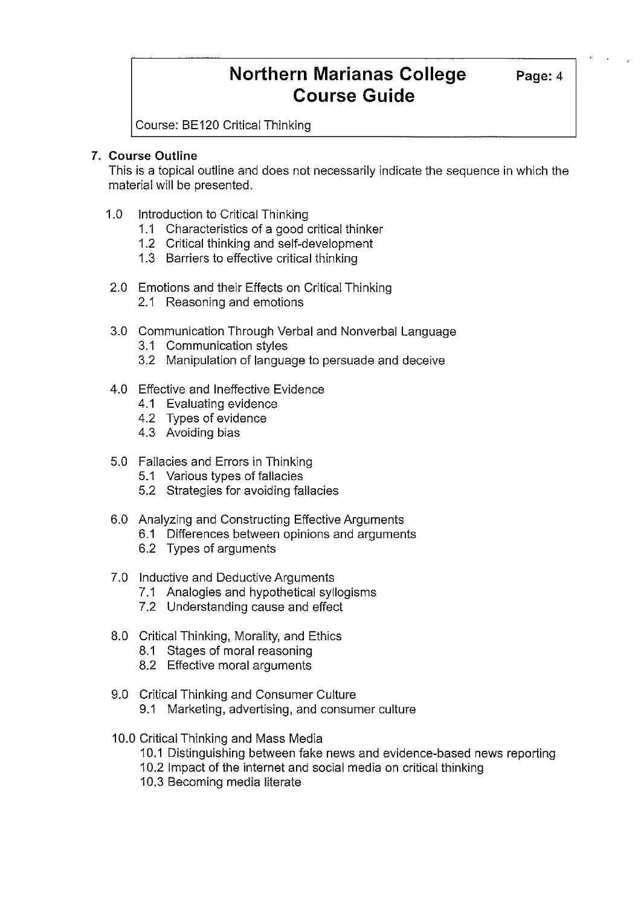## 7. Course Outline

This is a topical outline and does not necessarily indicate the sequence in which the material will be presented.

- 1.0 Introduction to Critical Thinking
  - 1.1 Characteristics of a good critical thinker
  - 1.2 Critical thinking and self-development
  - 1.3 Barriers to effective critical thinking
- 2.0 Emotions and their Effects on Critical Thinking
  - 2.1 Reasoning and emotions
- 3.0 Communication Through Verbal and Nonverbal Language
  - 3.1 Communication styles
  - 3.2 Manipulation of language to persuade and deceive
- 4.0 Effective and Ineffective Evidence
  - 4.1 Evaluating evidence
  - 4.2 Types of evidence
  - 4.3 Avoiding bias
- 5.0 Fallacies and Errors in Thinking
  - 5.1 Various types of fallacies
  - 5.2 Strategies for avoiding fallacies
- 6.0 Analyzing and Constructing Effective Arguments
  - 6.1 Differences between opinions and arguments
  - 6.2 Types of arguments
- 7.0 Inductive and Deductive Arguments
  - 7.1 Analogies and hypothetical syllogisms
  - 7.2 Understanding cause and effect
- 8.0 Critical Thinking, Morality, and Ethics
  - 8.1 Stages of moral reasoning
  - 8.2 Effective moral arguments
- 9.0 Critical Thinking and Consumer Culture
  - 9.1 Marketing, advertising, and consumer culture
- 10.0 Critical Thinking and Mass Media
  - 10.1 Distinguishing between fake news and evidence-based news reporting
  - 10.2 Impact of the internet and social media on critical thinking
  - 10.3 Becoming media literate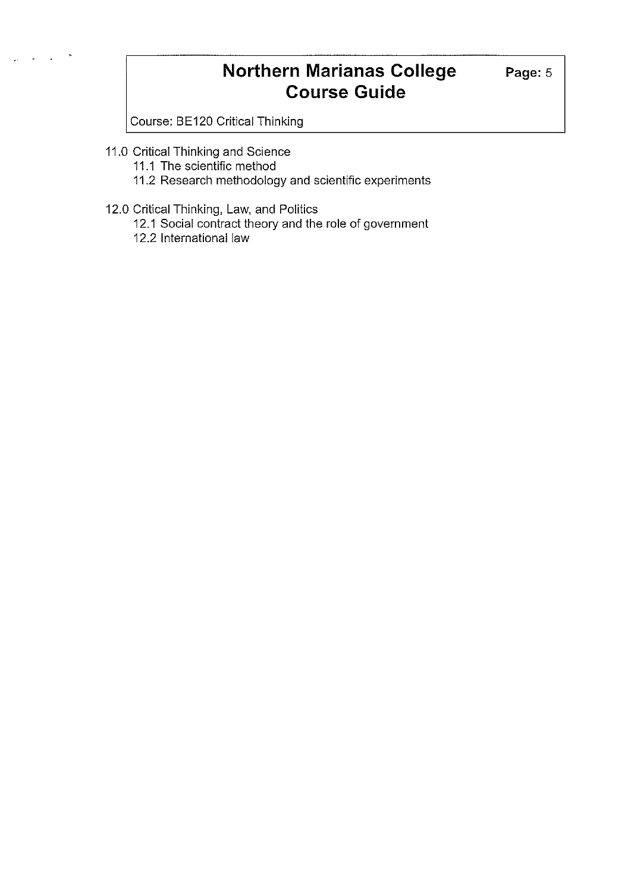11.0 Critical Thinking and Science
  - 11.1 The scientific method
  - 11.2 Research methodology and scientific experiments

12.0 Critical Thinking, Law, and Politics
  - 12.1 Social contract theory and the role of government
  - 12.2 International law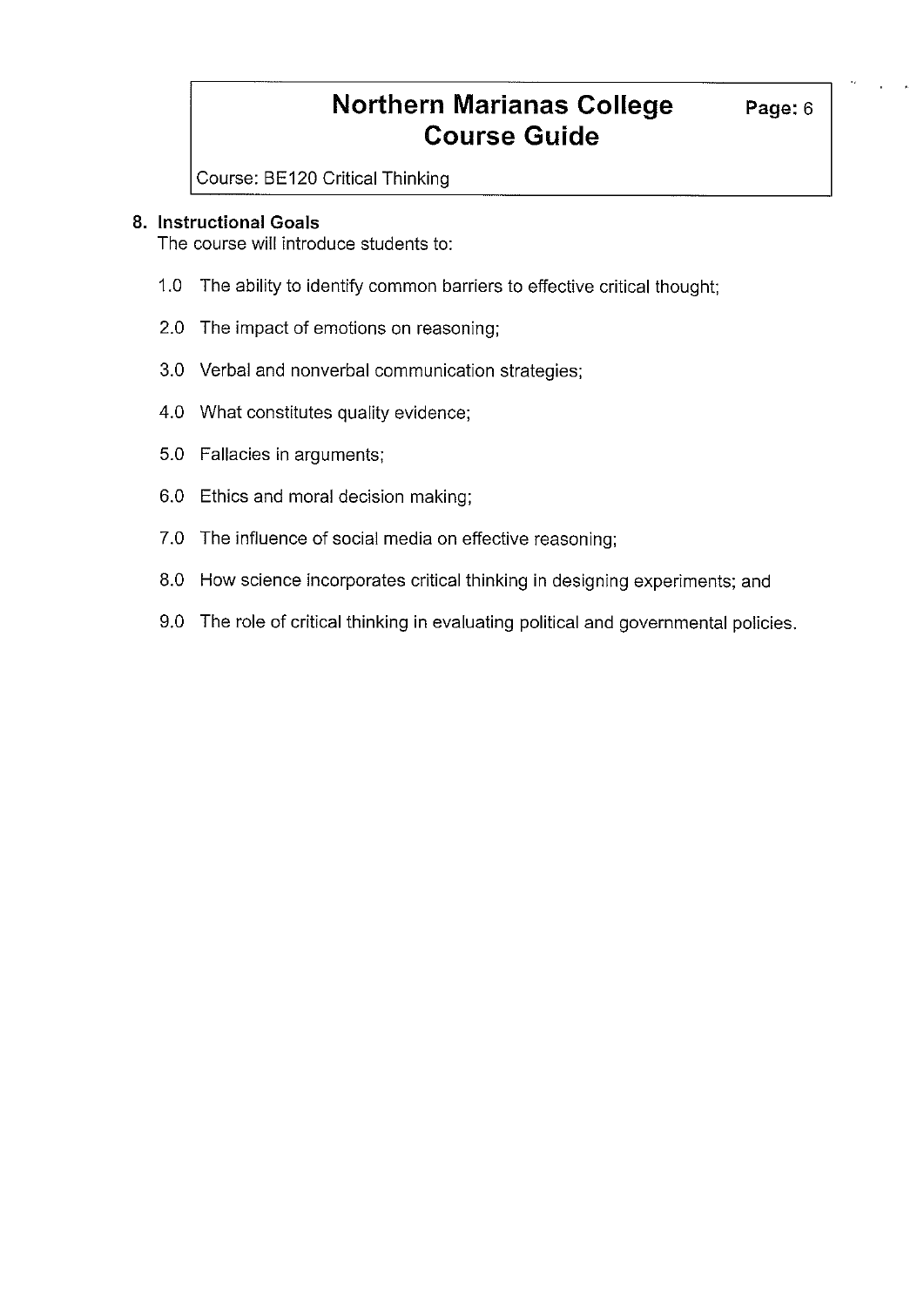## 8. Instructional Goals

The course will introduce students to:

1.0 The ability to identify common barriers to effective critical thought;

2.0 The impact of emotions on reasoning;

3.0 Verbal and nonverbal communication strategies;

4.0 What constitutes quality evidence;

5.0 Fallacies in arguments;

6.0 Ethics and moral decision making;

7.0 The influence of social media on effective reasoning;

8.0 How science incorporates critical thinking in designing experiments; and

9.0 The role of critical thinking in evaluating political and governmental policies.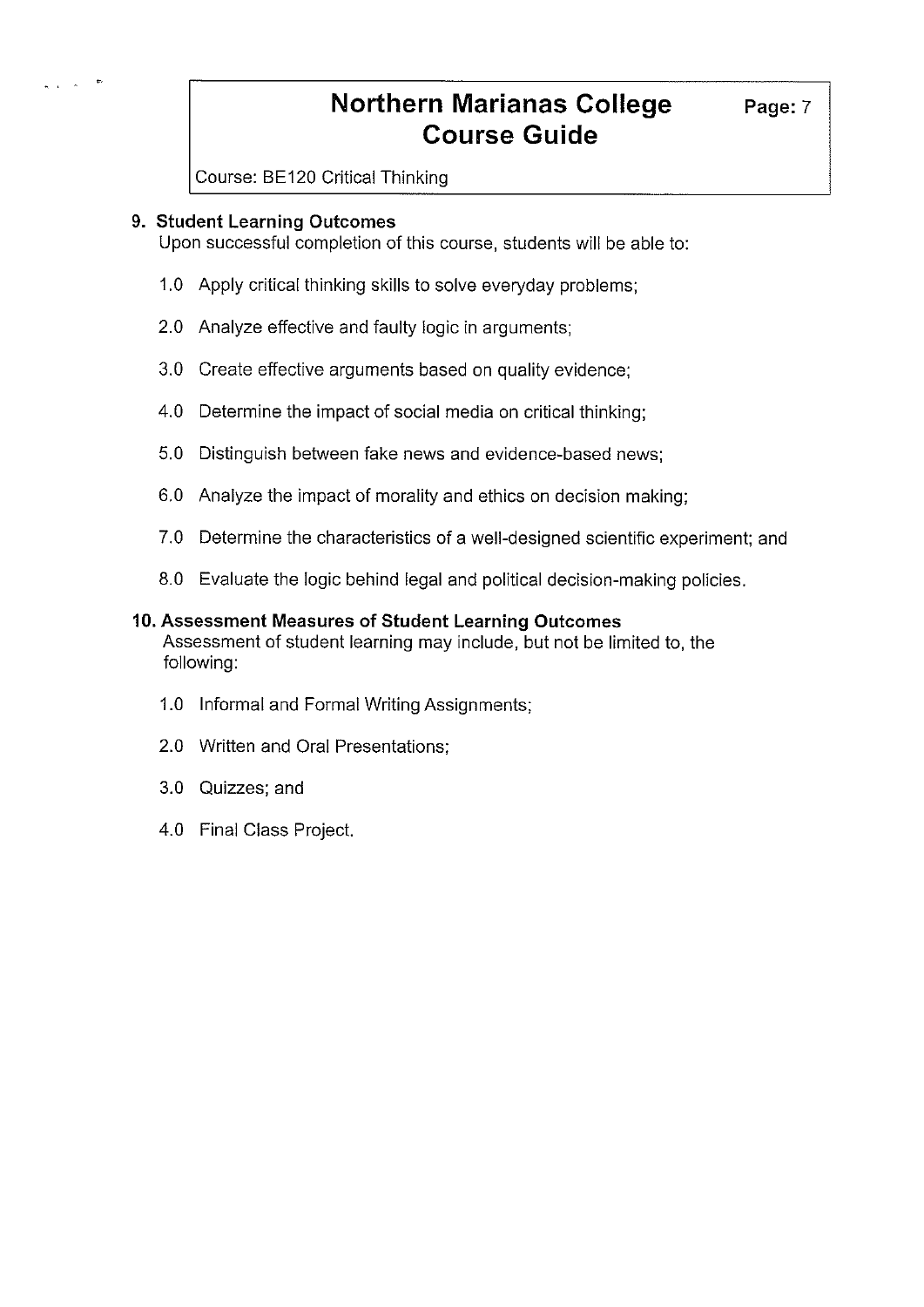## 9. Student Learning Outcomes

Upon successful completion of this course, students will be able to:

1.0 Apply critical thinking skills to solve everyday problems;

2.0 Analyze effective and faulty logic in arguments;

3.0 Create effective arguments based on quality evidence;

4.0 Determine the impact of social media on critical thinking;

5.0 Distinguish between fake news and evidence-based news;

6.0 Analyze the impact of morality and ethics on decision making;

7.0 Determine the characteristics of a well-designed scientific experiment; and

8.0 Evaluate the logic behind legal and political decision-making policies.

## 10. Assessment Measures of Student Learning Outcomes

Assessment of student learning may include, but not be limited to, the following:

1.0 Informal and Formal Writing Assignments;

2.0 Written and Oral Presentations;

3.0 Quizzes; and

4.0 Final Class Project.